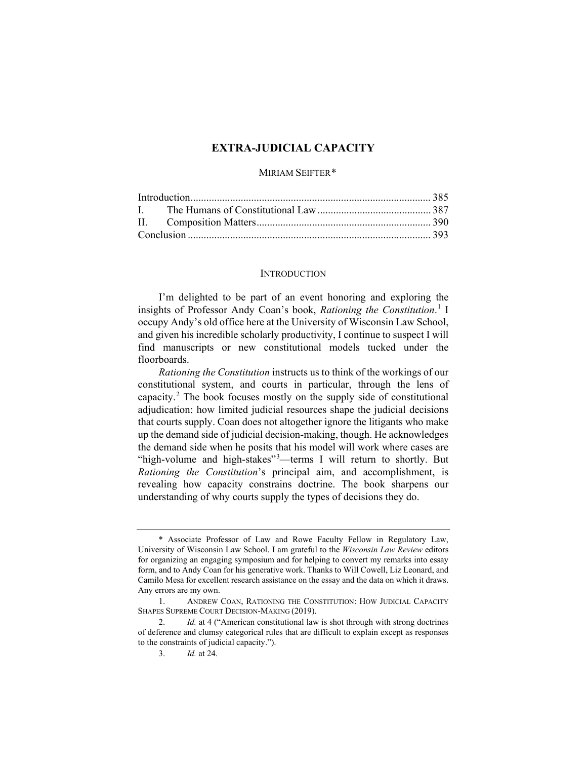# EXTRA-JUDICIAL CAPACITY

MIRIAM SEIFTER*

| | |
|---|---|
| Introduction | 385 |
| I. The Humans of Constitutional Law | 387 |
| II. Composition Matters | 390 |
| Conclusion | 393 |

## INTRODUCTION

I'm delighted to be part of an event honoring and exploring the insights of Professor Andy Coan's book, *Rationing the Constitution*.[1] I occupy Andy's old office here at the University of Wisconsin Law School, and given his incredible scholarly productivity, I continue to suspect I will find manuscripts or new constitutional models tucked under the floorboards.

*Rationing the Constitution* instructs us to think of the workings of our constitutional system, and courts in particular, through the lens of capacity.[2] The book focuses mostly on the supply side of constitutional adjudication: how limited judicial resources shape the judicial decisions that courts supply. Coan does not altogether ignore the litigants who make up the demand side of judicial decision-making, though. He acknowledges the demand side when he posits that his model will work where cases are "high-volume and high-stakes"[3]—terms I will return to shortly. But *Rationing the Constitution*'s principal aim, and accomplishment, is revealing how capacity constrains doctrine. The book sharpens our understanding of why courts supply the types of decisions they do.

---

\* Associate Professor of Law and Rowe Faculty Fellow in Regulatory Law, University of Wisconsin Law School. I am grateful to the *Wisconsin Law Review* editors for organizing an engaging symposium and for helping to convert my remarks into essay form, and to Andy Coan for his generative work. Thanks to Will Cowell, Liz Leonard, and Camilo Mesa for excellent research assistance on the essay and the data on which it draws. Any errors are my own.

1. ANDREW COAN, RATIONING THE CONSTITUTION: HOW JUDICIAL CAPACITY SHAPES SUPREME COURT DECISION-MAKING (2019).

2. *Id.* at 4 ("American constitutional law is shot through with strong doctrines of deference and clumsy categorical rules that are difficult to explain except as responses to the constraints of judicial capacity.").

3. *Id.* at 24.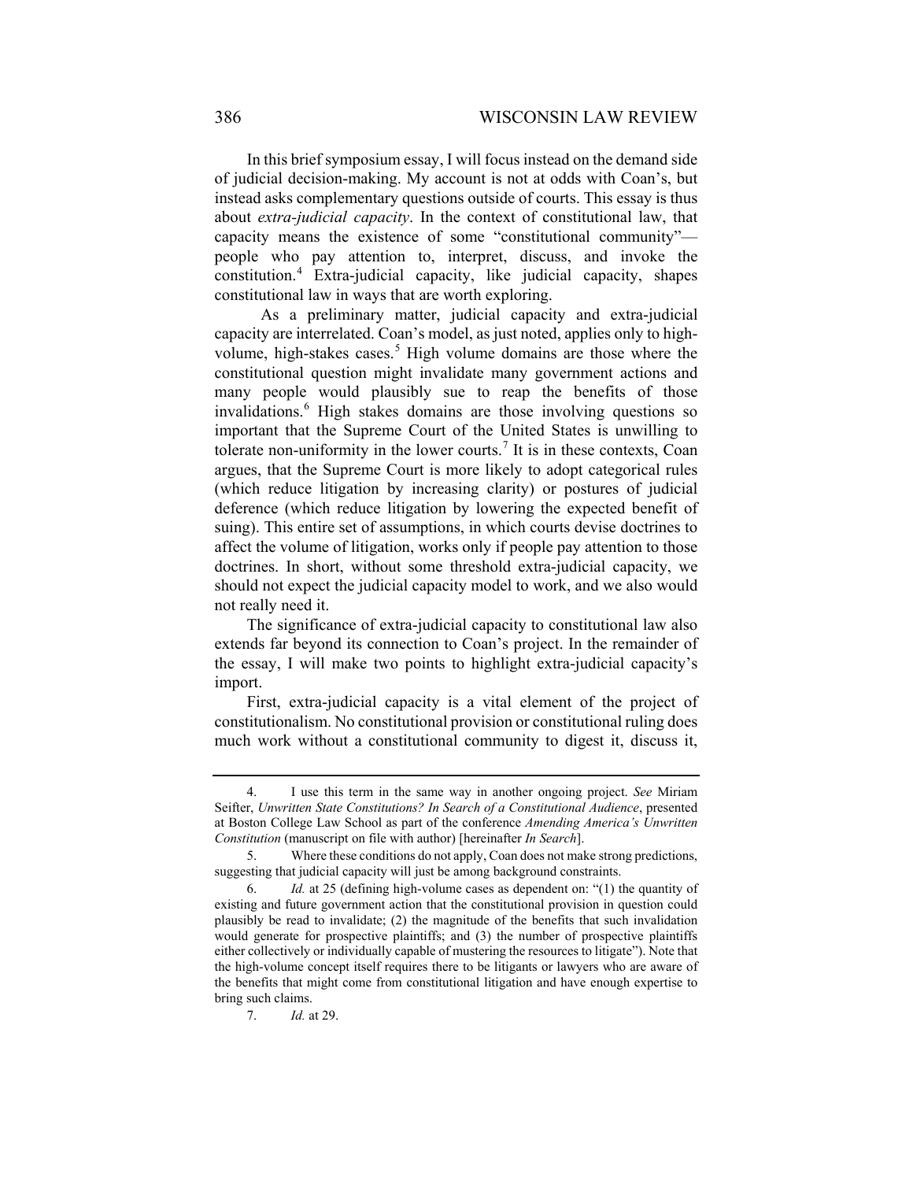In this brief symposium essay, I will focus instead on the demand side of judicial decision-making. My account is not at odds with Coan's, but instead asks complementary questions outside of courts. This essay is thus about *extra-judicial capacity*. In the context of constitutional law, that capacity means the existence of some "constitutional community"—people who pay attention to, interpret, discuss, and invoke the constitution.[4] Extra-judicial capacity, like judicial capacity, shapes constitutional law in ways that are worth exploring.

As a preliminary matter, judicial capacity and extra-judicial capacity are interrelated. Coan's model, as just noted, applies only to high-volume, high-stakes cases.[5] High volume domains are those where the constitutional question might invalidate many government actions and many people would plausibly sue to reap the benefits of those invalidations.[6] High stakes domains are those involving questions so important that the Supreme Court of the United States is unwilling to tolerate non-uniformity in the lower courts.[7] It is in these contexts, Coan argues, that the Supreme Court is more likely to adopt categorical rules (which reduce litigation by increasing clarity) or postures of judicial deference (which reduce litigation by lowering the expected benefit of suing). This entire set of assumptions, in which courts devise doctrines to affect the volume of litigation, works only if people pay attention to those doctrines. In short, without some threshold extra-judicial capacity, we should not expect the judicial capacity model to work, and we also would not really need it.

The significance of extra-judicial capacity to constitutional law also extends far beyond its connection to Coan's project. In the remainder of the essay, I will make two points to highlight extra-judicial capacity's import.

First, extra-judicial capacity is a vital element of the project of constitutionalism. No constitutional provision or constitutional ruling does much work without a constitutional community to digest it, discuss it,

---

4. I use this term in the same way in another ongoing project. *See* Miriam Seifter, *Unwritten State Constitutions? In Search of a Constitutional Audience*, presented at Boston College Law School as part of the conference *Amending America's Unwritten Constitution* (manuscript on file with author) [hereinafter *In Search*].

5. Where these conditions do not apply, Coan does not make strong predictions, suggesting that judicial capacity will just be among background constraints.

6. *Id.* at 25 (defining high-volume cases as dependent on: "(1) the quantity of existing and future government action that the constitutional provision in question could plausibly be read to invalidate; (2) the magnitude of the benefits that such invalidation would generate for prospective plaintiffs; and (3) the number of prospective plaintiffs either collectively or individually capable of mustering the resources to litigate"). Note that the high-volume concept itself requires there to be litigants or lawyers who are aware of the benefits that might come from constitutional litigation and have enough expertise to bring such claims.

7. *Id.* at 29.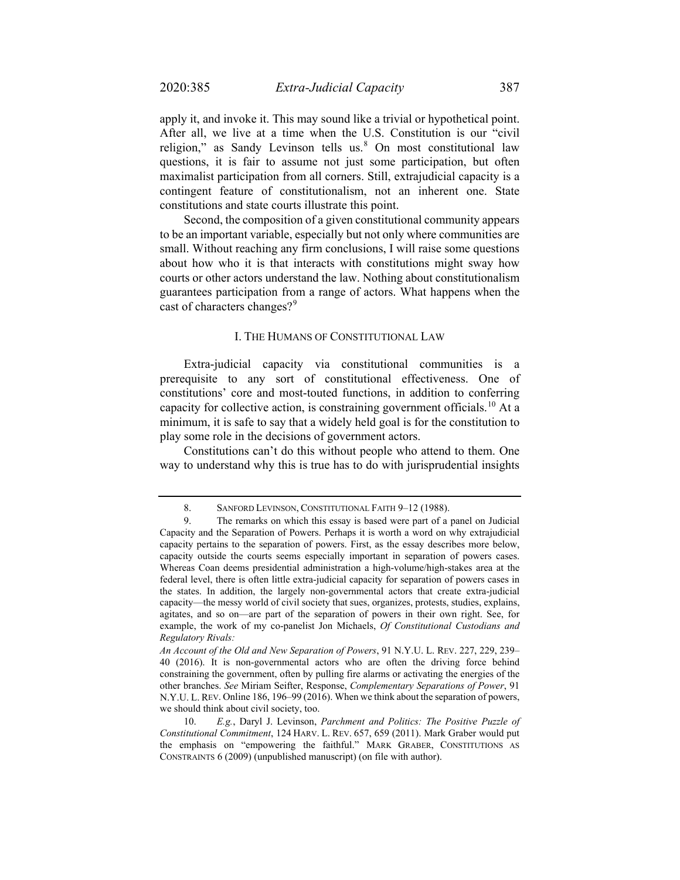apply it, and invoke it. This may sound like a trivial or hypothetical point. After all, we live at a time when the U.S. Constitution is our "civil religion," as Sandy Levinson tells us.[8] On most constitutional law questions, it is fair to assume not just some participation, but often maximalist participation from all corners. Still, extrajudicial capacity is a contingent feature of constitutionalism, not an inherent one. State constitutions and state courts illustrate this point.

Second, the composition of a given constitutional community appears to be an important variable, especially but not only where communities are small. Without reaching any firm conclusions, I will raise some questions about how who it is that interacts with constitutions might sway how courts or other actors understand the law. Nothing about constitutionalism guarantees participation from a range of actors. What happens when the cast of characters changes?[9]

## I. THE HUMANS OF CONSTITUTIONAL LAW

Extra-judicial capacity via constitutional communities is a prerequisite to any sort of constitutional effectiveness. One of constitutions' core and most-touted functions, in addition to conferring capacity for collective action, is constraining government officials.[10] At a minimum, it is safe to say that a widely held goal is for the constitution to play some role in the decisions of government actors.

Constitutions can't do this without people who attend to them. One way to understand why this is true has to do with jurisprudential insights

---

8. SANFORD LEVINSON, CONSTITUTIONAL FAITH 9–12 (1988).

9. The remarks on which this essay is based were part of a panel on Judicial Capacity and the Separation of Powers. Perhaps it is worth a word on why extrajudicial capacity pertains to the separation of powers. First, as the essay describes more below, capacity outside the courts seems especially important in separation of powers cases. Whereas Coan deems presidential administration a high-volume/high-stakes area at the federal level, there is often little extra-judicial capacity for separation of powers cases in the states. In addition, the largely non-governmental actors that create extra-judicial capacity—the messy world of civil society that sues, organizes, protests, studies, explains, agitates, and so on—are part of the separation of powers in their own right. See, for example, the work of my co-panelist Jon Michaels, *Of Constitutional Custodians and Regulatory Rivals: An Account of the Old and New Separation of Powers*, 91 N.Y.U. L. REV. 227, 229, 239–40 (2016). It is non-governmental actors who are often the driving force behind constraining the government, often by pulling fire alarms or activating the energies of the other branches. *See* Miriam Seifter, Response, *Complementary Separations of Power*, 91 N.Y.U. L. REV. Online 186, 196–99 (2016). When we think about the separation of powers, we should think about civil society, too.

10. *E.g.*, Daryl J. Levinson, *Parchment and Politics: The Positive Puzzle of Constitutional Commitment*, 124 HARV. L. REV. 657, 659 (2011). Mark Graber would put the emphasis on "empowering the faithful." MARK GRABER, CONSTITUTIONS AS CONSTRAINTS 6 (2009) (unpublished manuscript) (on file with author).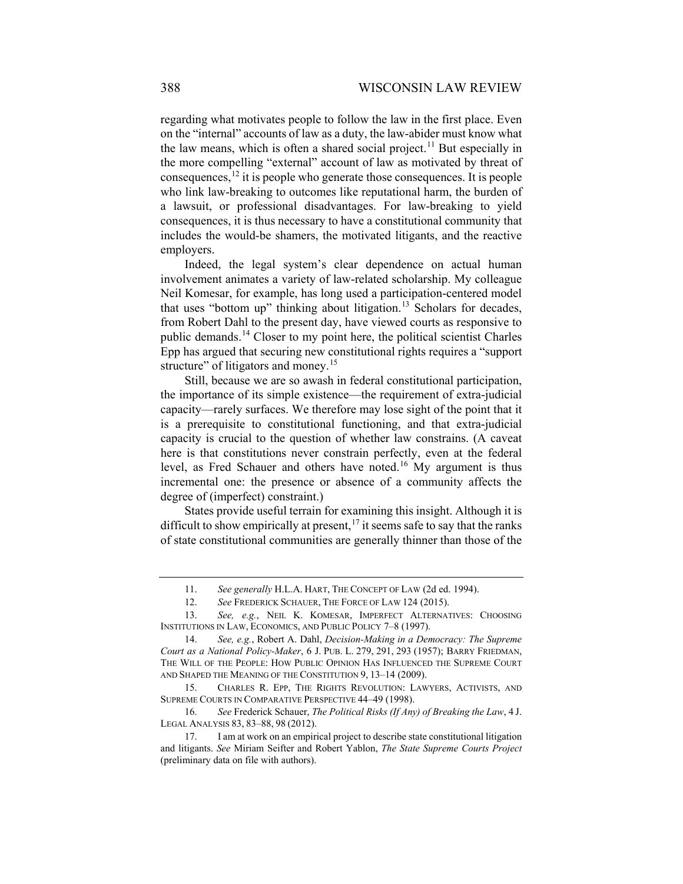regarding what motivates people to follow the law in the first place. Even on the "internal" accounts of law as a duty, the law-abider must know what the law means, which is often a shared social project.[11] But especially in the more compelling "external" account of law as motivated by threat of consequences,[12] it is people who generate those consequences. It is people who link law-breaking to outcomes like reputational harm, the burden of a lawsuit, or professional disadvantages. For law-breaking to yield consequences, it is thus necessary to have a constitutional community that includes the would-be shamers, the motivated litigants, and the reactive employers.

Indeed, the legal system's clear dependence on actual human involvement animates a variety of law-related scholarship. My colleague Neil Komesar, for example, has long used a participation-centered model that uses "bottom up" thinking about litigation.[13] Scholars for decades, from Robert Dahl to the present day, have viewed courts as responsive to public demands.[14] Closer to my point here, the political scientist Charles Epp has argued that securing new constitutional rights requires a "support structure" of litigators and money.[15]

Still, because we are so awash in federal constitutional participation, the importance of its simple existence—the requirement of extra-judicial capacity—rarely surfaces. We therefore may lose sight of the point that it is a prerequisite to constitutional functioning, and that extra-judicial capacity is crucial to the question of whether law constrains. (A caveat here is that constitutions never constrain perfectly, even at the federal level, as Fred Schauer and others have noted.[16] My argument is thus incremental one: the presence or absence of a community affects the degree of (imperfect) constraint.)

States provide useful terrain for examining this insight. Although it is difficult to show empirically at present,[17] it seems safe to say that the ranks of state constitutional communities are generally thinner than those of the

---

11. *See generally* H.L.A. HART, THE CONCEPT OF LAW (2d ed. 1994).

12. *See* FREDERICK SCHAUER, THE FORCE OF LAW 124 (2015).

13. *See, e.g.*, NEIL K. KOMESAR, IMPERFECT ALTERNATIVES: CHOOSING INSTITUTIONS IN LAW, ECONOMICS, AND PUBLIC POLICY 7–8 (1997).

14. *See, e.g.*, Robert A. Dahl, *Decision-Making in a Democracy: The Supreme Court as a National Policy-Maker*, 6 J. PUB. L. 279, 291, 293 (1957); BARRY FRIEDMAN, THE WILL OF THE PEOPLE: HOW PUBLIC OPINION HAS INFLUENCED THE SUPREME COURT AND SHAPED THE MEANING OF THE CONSTITUTION 9, 13–14 (2009).

15. CHARLES R. EPP, THE RIGHTS REVOLUTION: LAWYERS, ACTIVISTS, AND SUPREME COURTS IN COMPARATIVE PERSPECTIVE 44–49 (1998).

16. *See* Frederick Schauer, *The Political Risks (If Any) of Breaking the Law*, 4 J. LEGAL ANALYSIS 83, 83–88, 98 (2012).

17. I am at work on an empirical project to describe state constitutional litigation and litigants. *See* Miriam Seifter and Robert Yablon, *The State Supreme Courts Project* (preliminary data on file with authors).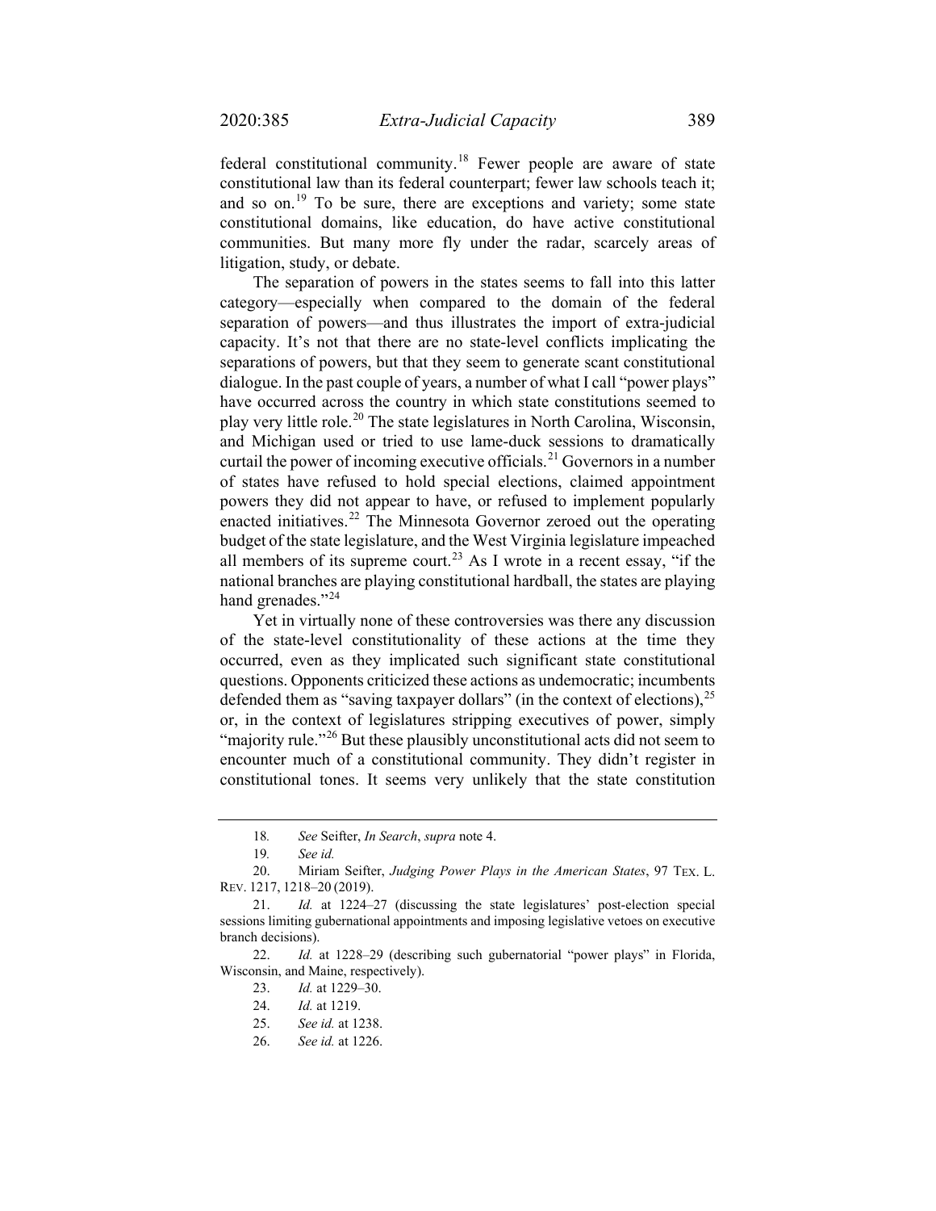federal constitutional community.[18] Fewer people are aware of state constitutional law than its federal counterpart; fewer law schools teach it; and so on.[19] To be sure, there are exceptions and variety; some state constitutional domains, like education, do have active constitutional communities. But many more fly under the radar, scarcely areas of litigation, study, or debate.

The separation of powers in the states seems to fall into this latter category—especially when compared to the domain of the federal separation of powers—and thus illustrates the import of extra-judicial capacity. It's not that there are no state-level conflicts implicating the separations of powers, but that they seem to generate scant constitutional dialogue. In the past couple of years, a number of what I call "power plays" have occurred across the country in which state constitutions seemed to play very little role.[20] The state legislatures in North Carolina, Wisconsin, and Michigan used or tried to use lame-duck sessions to dramatically curtail the power of incoming executive officials.[21] Governors in a number of states have refused to hold special elections, claimed appointment powers they did not appear to have, or refused to implement popularly enacted initiatives.[22] The Minnesota Governor zeroed out the operating budget of the state legislature, and the West Virginia legislature impeached all members of its supreme court.[23] As I wrote in a recent essay, "if the national branches are playing constitutional hardball, the states are playing hand grenades."[24]

Yet in virtually none of these controversies was there any discussion of the state-level constitutionality of these actions at the time they occurred, even as they implicated such significant state constitutional questions. Opponents criticized these actions as undemocratic; incumbents defended them as "saving taxpayer dollars" (in the context of elections),[25] or, in the context of legislatures stripping executives of power, simply "majority rule."[26] But these plausibly unconstitutional acts did not seem to encounter much of a constitutional community. They didn't register in constitutional tones. It seems very unlikely that the state constitution

---

18. *See* Seifter, *In Search*, *supra* note 4.

19. *See id.*

20. Miriam Seifter, *Judging Power Plays in the American States*, 97 TEX. L. REV. 1217, 1218–20 (2019).

21. *Id.* at 1224–27 (discussing the state legislatures' post-election special sessions limiting gubernational appointments and imposing legislative vetoes on executive branch decisions).

22. *Id.* at 1228–29 (describing such gubernatorial "power plays" in Florida, Wisconsin, and Maine, respectively).

23. *Id.* at 1229–30.

24. *Id.* at 1219.

25. *See id.* at 1238.

26. *See id.* at 1226.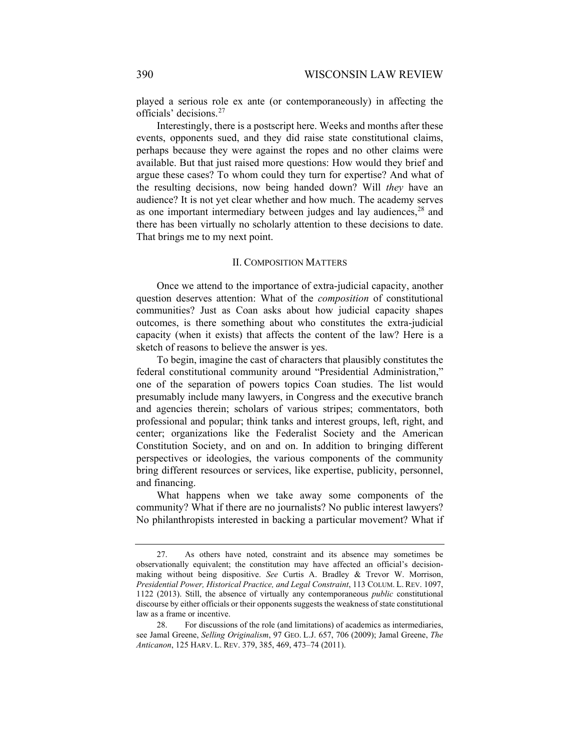played a serious role ex ante (or contemporaneously) in affecting the officials' decisions.[27]

Interestingly, there is a postscript here. Weeks and months after these events, opponents sued, and they did raise state constitutional claims, perhaps because they were against the ropes and no other claims were available. But that just raised more questions: How would they brief and argue these cases? To whom could they turn for expertise? And what of the resulting decisions, now being handed down? Will *they* have an audience? It is not yet clear whether and how much. The academy serves as one important intermediary between judges and lay audiences,[28] and there has been virtually no scholarly attention to these decisions to date. That brings me to my next point.

## II. COMPOSITION MATTERS

Once we attend to the importance of extra-judicial capacity, another question deserves attention: What of the *composition* of constitutional communities? Just as Coan asks about how judicial capacity shapes outcomes, is there something about who constitutes the extra-judicial capacity (when it exists) that affects the content of the law? Here is a sketch of reasons to believe the answer is yes.

To begin, imagine the cast of characters that plausibly constitutes the federal constitutional community around "Presidential Administration," one of the separation of powers topics Coan studies. The list would presumably include many lawyers, in Congress and the executive branch and agencies therein; scholars of various stripes; commentators, both professional and popular; think tanks and interest groups, left, right, and center; organizations like the Federalist Society and the American Constitution Society, and on and on. In addition to bringing different perspectives or ideologies, the various components of the community bring different resources or services, like expertise, publicity, personnel, and financing.

What happens when we take away some components of the community? What if there are no journalists? No public interest lawyers? No philanthropists interested in backing a particular movement? What if

---

27. As others have noted, constraint and its absence may sometimes be observationally equivalent; the constitution may have affected an official's decision-making without being dispositive. *See* Curtis A. Bradley & Trevor W. Morrison, *Presidential Power, Historical Practice, and Legal Constraint*, 113 COLUM. L. REV. 1097, 1122 (2013). Still, the absence of virtually any contemporaneous *public* constitutional discourse by either officials or their opponents suggests the weakness of state constitutional law as a frame or incentive.

28. For discussions of the role (and limitations) of academics as intermediaries, see Jamal Greene, *Selling Originalism*, 97 GEO. L.J. 657, 706 (2009); Jamal Greene, *The Anticanon*, 125 HARV. L. REV. 379, 385, 469, 473–74 (2011).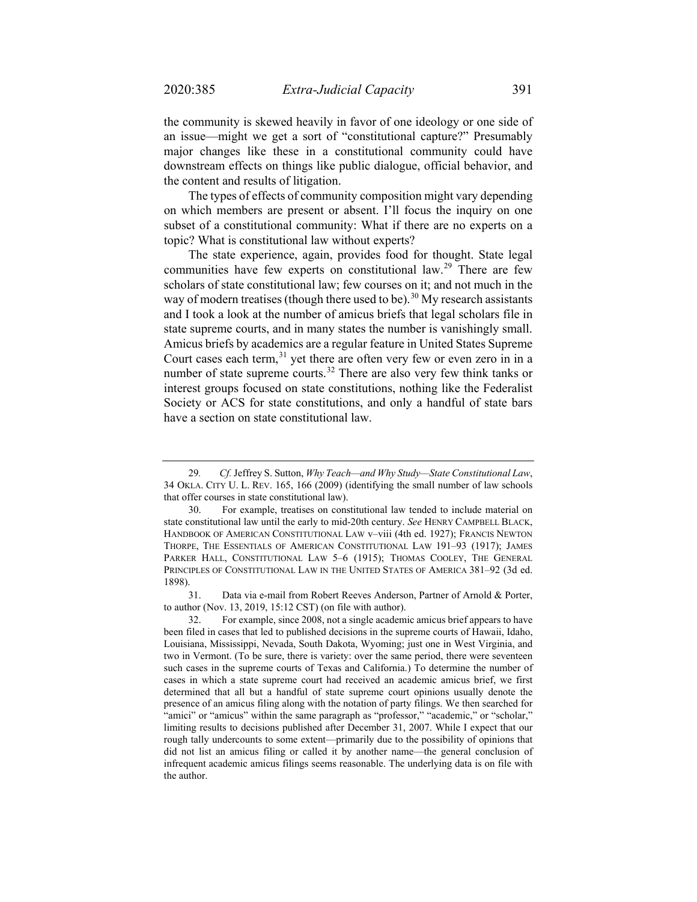the community is skewed heavily in favor of one ideology or one side of an issue—might we get a sort of "constitutional capture?" Presumably major changes like these in a constitutional community could have downstream effects on things like public dialogue, official behavior, and the content and results of litigation.

The types of effects of community composition might vary depending on which members are present or absent. I'll focus the inquiry on one subset of a constitutional community: What if there are no experts on a topic? What is constitutional law without experts?

The state experience, again, provides food for thought. State legal communities have few experts on constitutional law.[29] There are few scholars of state constitutional law; few courses on it; and not much in the way of modern treatises (though there used to be).[30] My research assistants and I took a look at the number of amicus briefs that legal scholars file in state supreme courts, and in many states the number is vanishingly small. Amicus briefs by academics are a regular feature in United States Supreme Court cases each term,[31] yet there are often very few or even zero in in a number of state supreme courts.[32] There are also very few think tanks or interest groups focused on state constitutions, nothing like the Federalist Society or ACS for state constitutions, and only a handful of state bars have a section on state constitutional law.

---

29. *Cf.* Jeffrey S. Sutton, *Why Teach—and Why Study—State Constitutional Law*, 34 OKLA. CITY U. L. REV. 165, 166 (2009) (identifying the small number of law schools that offer courses in state constitutional law).

30. For example, treatises on constitutional law tended to include material on state constitutional law until the early to mid-20th century. *See* HENRY CAMPBELL BLACK, HANDBOOK OF AMERICAN CONSTITUTIONAL LAW v–viii (4th ed. 1927); FRANCIS NEWTON THORPE, THE ESSENTIALS OF AMERICAN CONSTITUTIONAL LAW 191–93 (1917); JAMES PARKER HALL, CONSTITUTIONAL LAW 5–6 (1915); THOMAS COOLEY, THE GENERAL PRINCIPLES OF CONSTITUTIONAL LAW IN THE UNITED STATES OF AMERICA 381–92 (3d ed. 1898).

31. Data via e-mail from Robert Reeves Anderson, Partner of Arnold & Porter, to author (Nov. 13, 2019, 15:12 CST) (on file with author).

32. For example, since 2008, not a single academic amicus brief appears to have been filed in cases that led to published decisions in the supreme courts of Hawaii, Idaho, Louisiana, Mississippi, Nevada, South Dakota, Wyoming; just one in West Virginia, and two in Vermont. (To be sure, there is variety: over the same period, there were seventeen such cases in the supreme courts of Texas and California.) To determine the number of cases in which a state supreme court had received an academic amicus brief, we first determined that all but a handful of state supreme court opinions usually denote the presence of an amicus filing along with the notation of party filings. We then searched for "amici" or "amicus" within the same paragraph as "professor," "academic," or "scholar," limiting results to decisions published after December 31, 2007. While I expect that our rough tally undercounts to some extent—primarily due to the possibility of opinions that did not list an amicus filing or called it by another name—the general conclusion of infrequent academic amicus filings seems reasonable. The underlying data is on file with the author.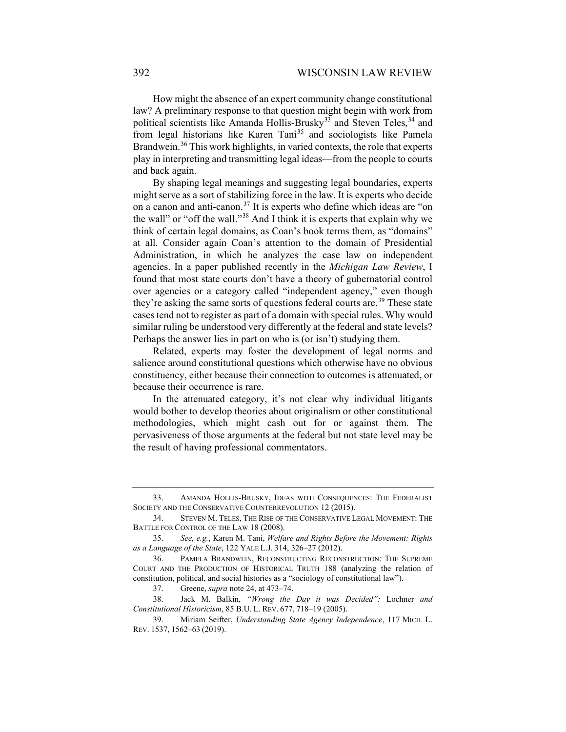How might the absence of an expert community change constitutional law? A preliminary response to that question might begin with work from political scientists like Amanda Hollis-Brusky[33] and Steven Teles,[34] and from legal historians like Karen Tani[35] and sociologists like Pamela Brandwein.[36] This work highlights, in varied contexts, the role that experts play in interpreting and transmitting legal ideas—from the people to courts and back again.

By shaping legal meanings and suggesting legal boundaries, experts might serve as a sort of stabilizing force in the law. It is experts who decide on a canon and anti-canon.[37] It is experts who define which ideas are "on the wall" or "off the wall."[38] And I think it is experts that explain why we think of certain legal domains, as Coan's book terms them, as "domains" at all. Consider again Coan's attention to the domain of Presidential Administration, in which he analyzes the case law on independent agencies. In a paper published recently in the *Michigan Law Review*, I found that most state courts don't have a theory of gubernatorial control over agencies or a category called "independent agency," even though they're asking the same sorts of questions federal courts are.[39] These state cases tend not to register as part of a domain with special rules. Why would similar ruling be understood very differently at the federal and state levels? Perhaps the answer lies in part on who is (or isn't) studying them.

Related, experts may foster the development of legal norms and salience around constitutional questions which otherwise have no obvious constituency, either because their connection to outcomes is attenuated, or because their occurrence is rare.

In the attenuated category, it's not clear why individual litigants would bother to develop theories about originalism or other constitutional methodologies, which might cash out for or against them. The pervasiveness of those arguments at the federal but not state level may be the result of having professional commentators.

---

33. AMANDA HOLLIS-BRUSKY, IDEAS WITH CONSEQUENCES: THE FEDERALIST SOCIETY AND THE CONSERVATIVE COUNTERREVOLUTION 12 (2015).

34. STEVEN M. TELES, THE RISE OF THE CONSERVATIVE LEGAL MOVEMENT: THE BATTLE FOR CONTROL OF THE LAW 18 (2008).

35. *See, e.g.*, Karen M. Tani, *Welfare and Rights Before the Movement: Rights as a Language of the State*, 122 YALE L.J. 314, 326–27 (2012).

36. PAMELA BRANDWEIN, RECONSTRUCTING RECONSTRUCTION: THE SUPREME COURT AND THE PRODUCTION OF HISTORICAL TRUTH 188 (analyzing the relation of constitution, political, and social histories as a "sociology of constitutional law").

37. Greene, *supra* note 24, at 473–74.

38. Jack M. Balkin, *"Wrong the Day it was Decided":* Lochner *and Constitutional Historicism*, 85 B.U. L. REV. 677, 718–19 (2005).

39. Miriam Seifter, *Understanding State Agency Independence*, 117 MICH. L. REV. 1537, 1562–63 (2019).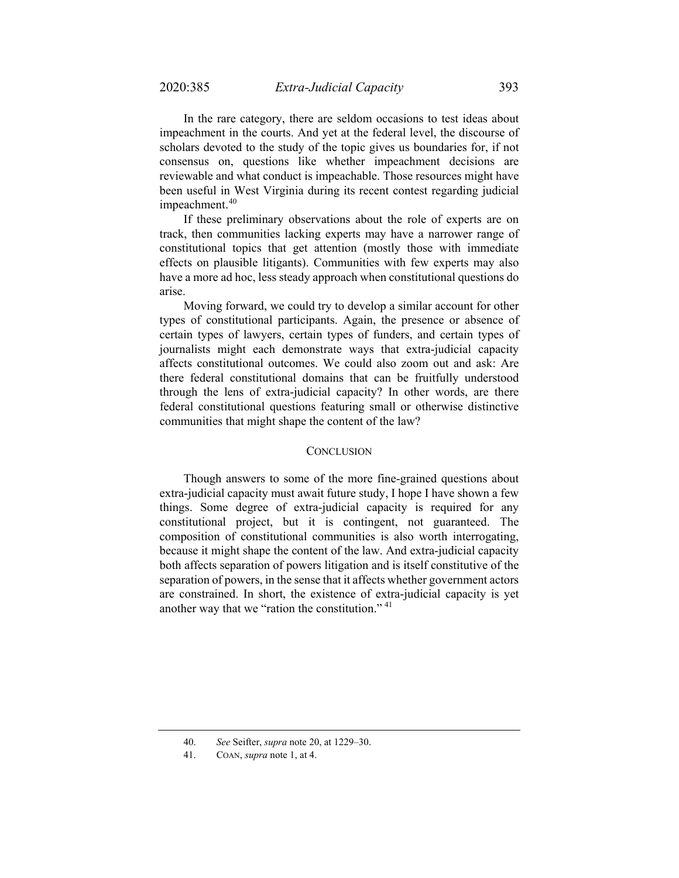In the rare category, there are seldom occasions to test ideas about impeachment in the courts. And yet at the federal level, the discourse of scholars devoted to the study of the topic gives us boundaries for, if not consensus on, questions like whether impeachment decisions are reviewable and what conduct is impeachable. Those resources might have been useful in West Virginia during its recent contest regarding judicial impeachment.[40]

If these preliminary observations about the role of experts are on track, then communities lacking experts may have a narrower range of constitutional topics that get attention (mostly those with immediate effects on plausible litigants). Communities with few experts may also have a more ad hoc, less steady approach when constitutional questions do arise.

Moving forward, we could try to develop a similar account for other types of constitutional participants. Again, the presence or absence of certain types of lawyers, certain types of funders, and certain types of journalists might each demonstrate ways that extra-judicial capacity affects constitutional outcomes. We could also zoom out and ask: Are there federal constitutional domains that can be fruitfully understood through the lens of extra-judicial capacity? In other words, are there federal constitutional questions featuring small or otherwise distinctive communities that might shape the content of the law?

## CONCLUSION

Though answers to some of the more fine-grained questions about extra-judicial capacity must await future study, I hope I have shown a few things. Some degree of extra-judicial capacity is required for any constitutional project, but it is contingent, not guaranteed. The composition of constitutional communities is also worth interrogating, because it might shape the content of the law. And extra-judicial capacity both affects separation of powers litigation and is itself constitutive of the separation of powers, in the sense that it affects whether government actors are constrained. In short, the existence of extra-judicial capacity is yet another way that we "ration the constitution."[41]

---

40. *See* Seifter, *supra* note 20, at 1229–30.

41. COAN, *supra* note 1, at 4.